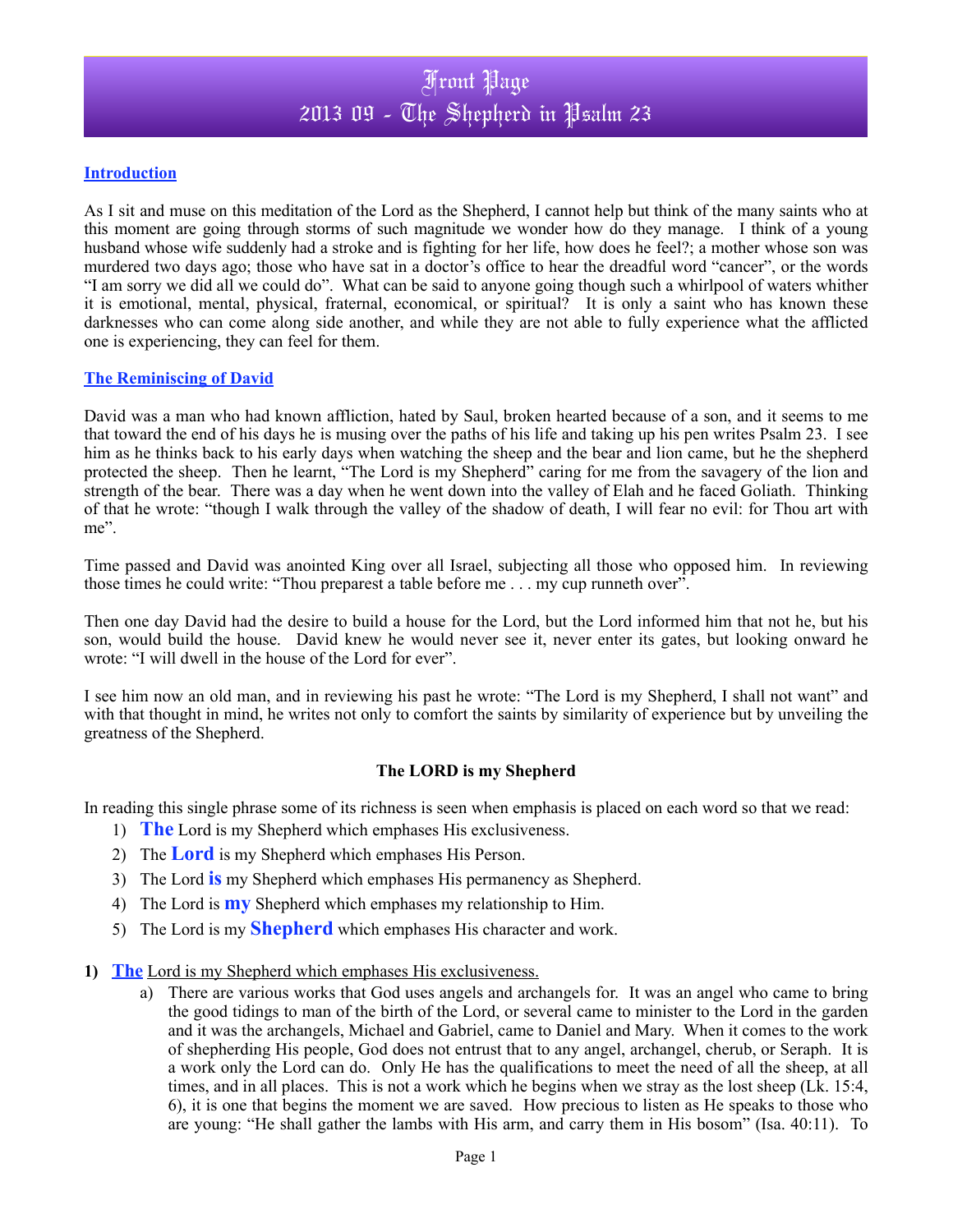# Front Page
# 2013 09 - The Shepherd in Psalm 23

## Introduction

As I sit and muse on this meditation of the Lord as the Shepherd, I cannot help but think of the many saints who at this moment are going through storms of such magnitude we wonder how do they manage. I think of a young husband whose wife suddenly had a stroke and is fighting for her life, how does he feel?; a mother whose son was murdered two days ago; those who have sat in a doctor's office to hear the dreadful word "cancer", or the words "I am sorry we did all we could do". What can be said to anyone going though such a whirlpool of waters whither it is emotional, mental, physical, fraternal, economical, or spiritual? It is only a saint who has known these darknesses who can come along side another, and while they are not able to fully experience what the afflicted one is experiencing, they can feel for them.

## The Reminiscing of David

David was a man who had known affliction, hated by Saul, broken hearted because of a son, and it seems to me that toward the end of his days he is musing over the paths of his life and taking up his pen writes Psalm 23. I see him as he thinks back to his early days when watching the sheep and the bear and lion came, but he the shepherd protected the sheep. Then he learnt, "The Lord is my Shepherd" caring for me from the savagery of the lion and strength of the bear. There was a day when he went down into the valley of Elah and he faced Goliath. Thinking of that he wrote: "though I walk through the valley of the shadow of death, I will fear no evil: for Thou art with me".

Time passed and David was anointed King over all Israel, subjecting all those who opposed him. In reviewing those times he could write: "Thou preparest a table before me . . . my cup runneth over".

Then one day David had the desire to build a house for the Lord, but the Lord informed him that not he, but his son, would build the house. David knew he would never see it, never enter its gates, but looking onward he wrote: "I will dwell in the house of the Lord for ever".

I see him now an old man, and in reviewing his past he wrote: "The Lord is my Shepherd, I shall not want" and with that thought in mind, he writes not only to comfort the saints by similarity of experience but by unveiling the greatness of the Shepherd.

### The LORD is my Shepherd

In reading this single phrase some of its richness is seen when emphasis is placed on each word so that we read:

1) **The** Lord is my Shepherd which emphases His exclusiveness.
2) The **Lord** is my Shepherd which emphases His Person.
3) The Lord **is** my Shepherd which emphases His permanency as Shepherd.
4) The Lord is **my** Shepherd which emphases my relationship to Him.
5) The Lord is my **Shepherd** which emphases His character and work.

**1)** **The** Lord is my Shepherd which emphases His exclusiveness.

a) There are various works that God uses angels and archangels for. It was an angel who came to bring the good tidings to man of the birth of the Lord, or several came to minister to the Lord in the garden and it was the archangels, Michael and Gabriel, came to Daniel and Mary. When it comes to the work of shepherding His people, God does not entrust that to any angel, archangel, cherub, or Seraph. It is a work only the Lord can do. Only He has the qualifications to meet the need of all the sheep, at all times, and in all places. This is not a work which he begins when we stray as the lost sheep (Lk. 15:4, 6), it is one that begins the moment we are saved. How precious to listen as He speaks to those who are young: "He shall gather the lambs with His arm, and carry them in His bosom" (Isa. 40:11). To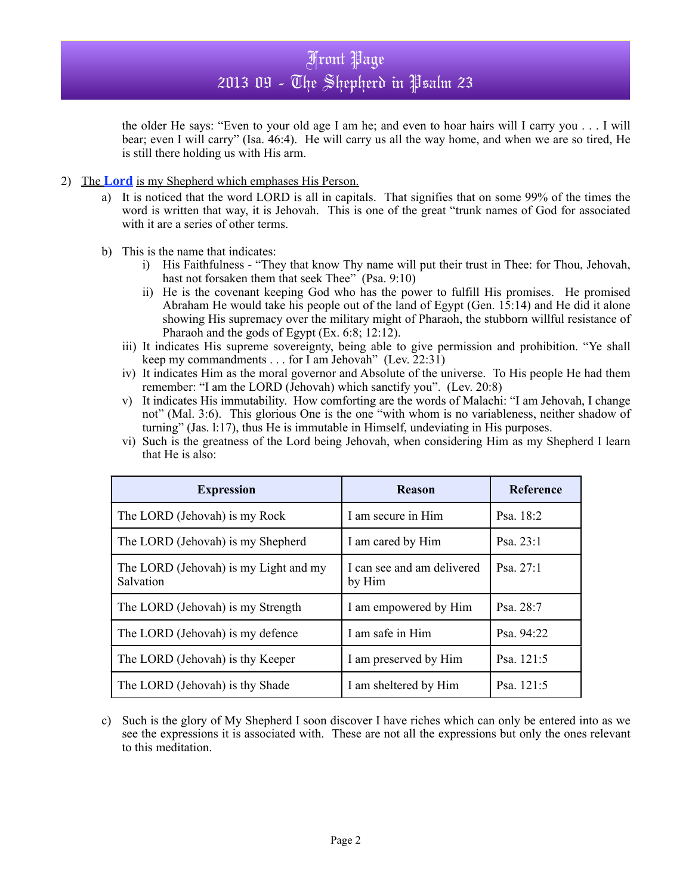the older He says: "Even to your old age I am he; and even to hoar hairs will I carry you . . . I will bear; even I will carry" (Isa. 46:4). He will carry us all the way home, and when we are so tired, He is still there holding us with His arm.

2) The **Lord** is my Shepherd which emphases His Person.

   a) It is noticed that the word LORD is all in capitals. That signifies that on some 99% of the times the word is written that way, it is Jehovah. This is one of the great "trunk names of God for associated with it are a series of other terms.

   b) This is the name that indicates:

      i) His Faithfulness - "They that know Thy name will put their trust in Thee: for Thou, Jehovah, hast not forsaken them that seek Thee" (Psa. 9:10)

      ii) He is the covenant keeping God who has the power to fulfill His promises. He promised Abraham He would take his people out of the land of Egypt (Gen. 15:14) and He did it alone showing His supremacy over the military might of Pharaoh, the stubborn willful resistance of Pharaoh and the gods of Egypt (Ex. 6:8; 12:12).

      iii) It indicates His supreme sovereignty, being able to give permission and prohibition. "Ye shall keep my commandments . . . for I am Jehovah" (Lev. 22:31)

      iv) It indicates Him as the moral governor and Absolute of the universe. To His people He had them remember: "I am the LORD (Jehovah) which sanctify you". (Lev. 20:8)

      v) It indicates His immutability. How comforting are the words of Malachi: "I am Jehovah, I change not" (Mal. 3:6). This glorious One is the one "with whom is no variableness, neither shadow of turning" (Jas. l:17), thus He is immutable in Himself, undeviating in His purposes.

      vi) Such is the greatness of the Lord being Jehovah, when considering Him as my Shepherd I learn that He is also:

| Expression | Reason | Reference |
|---|---|---|
| The LORD (Jehovah) is my Rock | I am secure in Him | Psa. 18:2 |
| The LORD (Jehovah) is my Shepherd | I am cared by Him | Psa. 23:1 |
| The LORD (Jehovah) is my Light and my Salvation | I can see and am delivered by Him | Psa. 27:1 |
| The LORD (Jehovah) is my Strength | I am empowered by Him | Psa. 28:7 |
| The LORD (Jehovah) is my defence | I am safe in Him | Psa. 94:22 |
| The LORD (Jehovah) is thy Keeper | I am preserved by Him | Psa. 121:5 |
| The LORD (Jehovah) is thy Shade | I am sheltered by Him | Psa. 121:5 |

   c) Such is the glory of My Shepherd I soon discover I have riches which can only be entered into as we see the expressions it is associated with. These are not all the expressions but only the ones relevant to this meditation.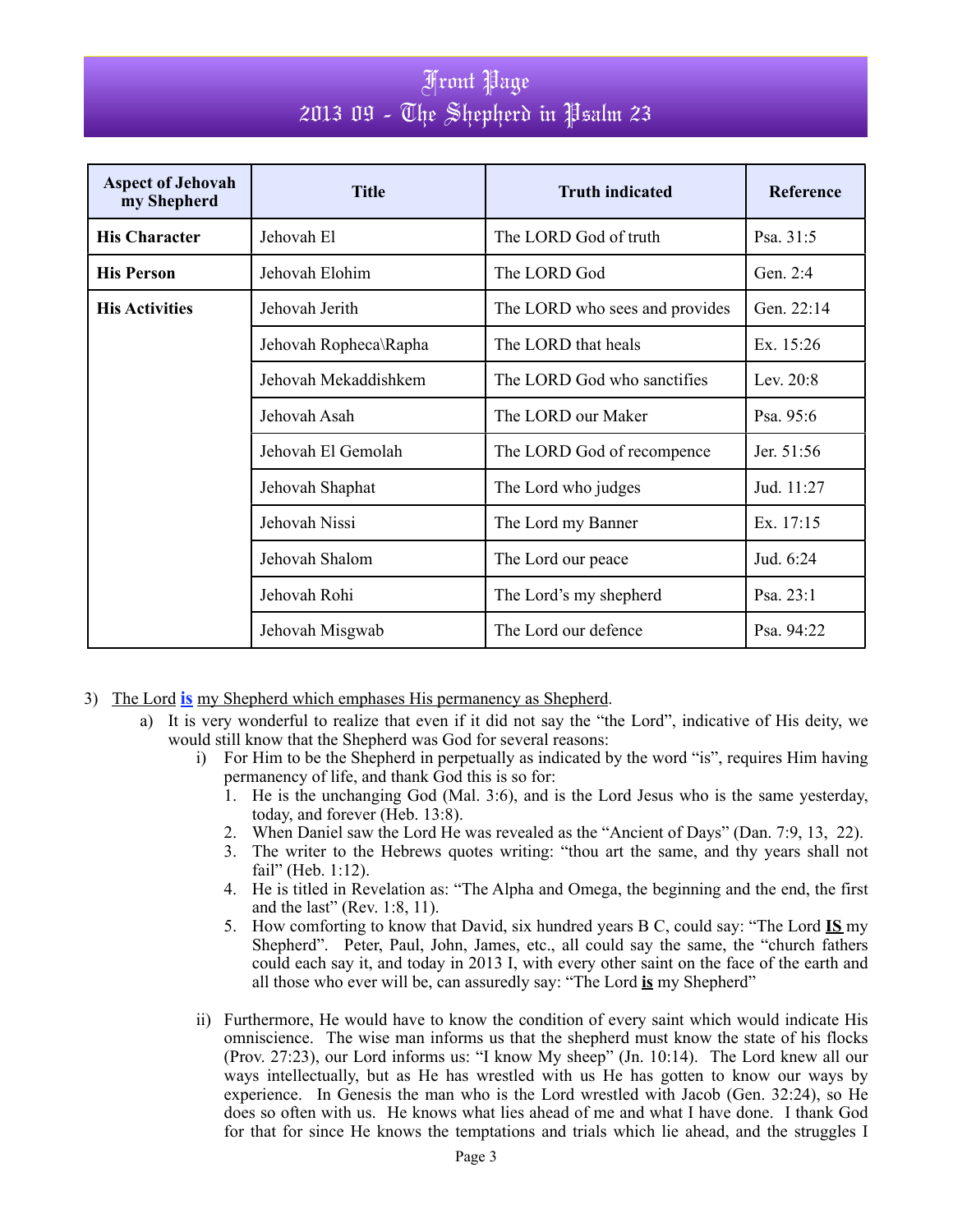# Front Page
## 2013 09 - The Shepherd in Psalm 23

| Aspect of Jehovah my Shepherd | Title | Truth indicated | Reference |
|---|---|---|---|
| **His Character** | Jehovah El | The LORD God of truth | Psa. 31:5 |
| **His Person** | Jehovah Elohim | The LORD God | Gen. 2:4 |
| **His Activities** | Jehovah Jerith | The LORD who sees and provides | Gen. 22:14 |
| | Jehovah Ropheca\Rapha | The LORD that heals | Ex. 15:26 |
| | Jehovah Mekaddishkem | The LORD God who sanctifies | Lev. 20:8 |
| | Jehovah Asah | The LORD our Maker | Psa. 95:6 |
| | Jehovah El Gemolah | The LORD God of recompence | Jer. 51:56 |
| | Jehovah Shaphat | The Lord who judges | Jud. 11:27 |
| | Jehovah Nissi | The Lord my Banner | Ex. 17:15 |
| | Jehovah Shalom | The Lord our peace | Jud. 6:24 |
| | Jehovah Rohi | The Lord's my shepherd | Psa. 23:1 |
| | Jehovah Misgwab | The Lord our defence | Psa. 94:22 |

3) The Lord **is** my Shepherd which emphases His permanency as Shepherd.
   a) It is very wonderful to realize that even if it did not say the "the Lord", indicative of His deity, we would still know that the Shepherd was God for several reasons:
      i) For Him to be the Shepherd in perpetually as indicated by the word "is", requires Him having permanency of life, and thank God this is so for:
         1. He is the unchanging God (Mal. 3:6), and is the Lord Jesus who is the same yesterday, today, and forever (Heb. 13:8).
         2. When Daniel saw the Lord He was revealed as the "Ancient of Days" (Dan. 7:9, 13, 22).
         3. The writer to the Hebrews quotes writing: "thou art the same, and thy years shall not fail" (Heb. 1:12).
         4. He is titled in Revelation as: "The Alpha and Omega, the beginning and the end, the first and the last" (Rev. 1:8, 11).
         5. How comforting to know that David, six hundred years B C, could say: "The Lord **IS** my Shepherd". Peter, Paul, John, James, etc., all could say the same, the "church fathers could each say it, and today in 2013 I, with every other saint on the face of the earth and all those who ever will be, can assuredly say: "The Lord **is** my Shepherd"

      ii) Furthermore, He would have to know the condition of every saint which would indicate His omniscience. The wise man informs us that the shepherd must know the state of his flocks (Prov. 27:23), our Lord informs us: "I know My sheep" (Jn. 10:14). The Lord knew all our ways intellectually, but as He has wrestled with us He has gotten to know our ways by experience. In Genesis the man who is the Lord wrestled with Jacob (Gen. 32:24), so He does so often with us. He knows what lies ahead of me and what I have done. I thank God for that for since He knows the temptations and trials which lie ahead, and the struggles I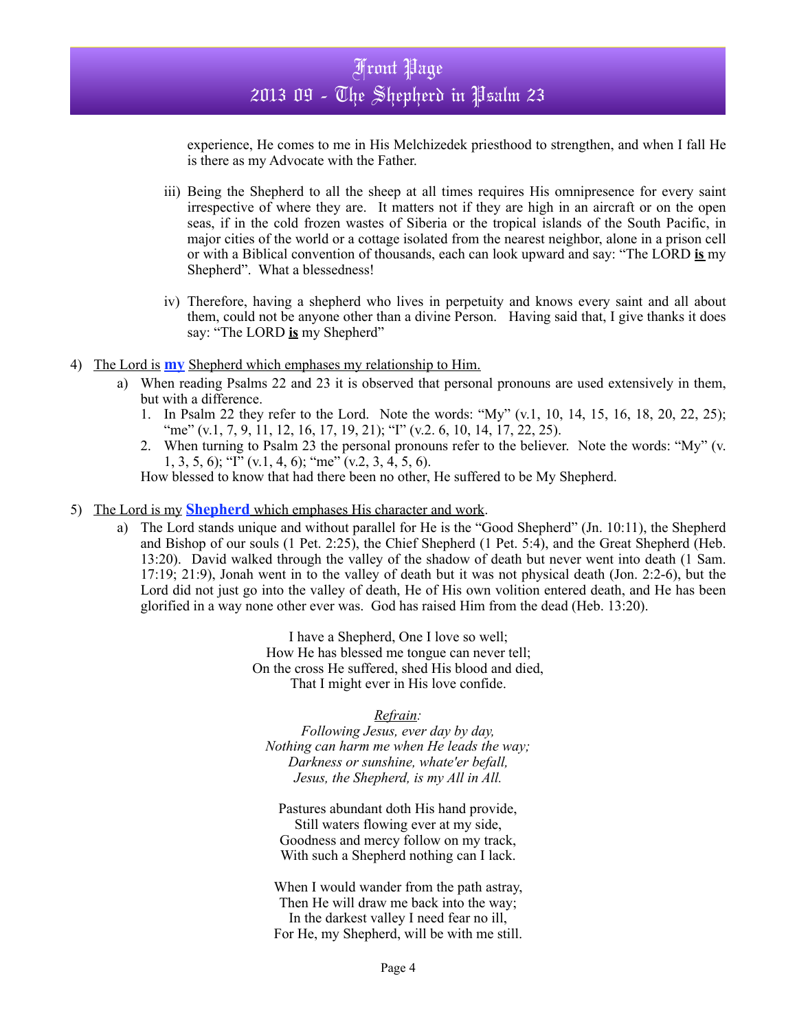experience, He comes to me in His Melchizedek priesthood to strengthen, and when I fall He is there as my Advocate with the Father.

iii) Being the Shepherd to all the sheep at all times requires His omnipresence for every saint irrespective of where they are. It matters not if they are high in an aircraft or on the open seas, if in the cold frozen wastes of Siberia or the tropical islands of the South Pacific, in major cities of the world or a cottage isolated from the nearest neighbor, alone in a prison cell or with a Biblical convention of thousands, each can look upward and say: "The LORD **is** my Shepherd". What a blessedness!

iv) Therefore, having a shepherd who lives in perpetuity and knows every saint and all about them, could not be anyone other than a divine Person. Having said that, I give thanks it does say: "The LORD **is** my Shepherd"

4) The Lord is **my** Shepherd which emphases my relationship to Him.
   a) When reading Psalms 22 and 23 it is observed that personal pronouns are used extensively in them, but with a difference.
      1. In Psalm 22 they refer to the Lord. Note the words: "My" (v.1, 10, 14, 15, 16, 18, 20, 22, 25); "me" (v.1, 7, 9, 11, 12, 16, 17, 19, 21); "I" (v.2. 6, 10, 14, 17, 22, 25).
      2. When turning to Psalm 23 the personal pronouns refer to the believer. Note the words: "My" (v. 1, 3, 5, 6); "I" (v.1, 4, 6); "me" (v.2, 3, 4, 5, 6).

   How blessed to know that had there been no other, He suffered to be My Shepherd.

5) The Lord is my **Shepherd** which emphases His character and work.
   a) The Lord stands unique and without parallel for He is the "Good Shepherd" (Jn. 10:11), the Shepherd and Bishop of our souls (1 Pet. 2:25), the Chief Shepherd (1 Pet. 5:4), and the Great Shepherd (Heb. 13:20). David walked through the valley of the shadow of death but never went into death (1 Sam. 17:19; 21:9), Jonah went in to the valley of death but it was not physical death (Jon. 2:2-6), but the Lord did not just go into the valley of death, He of His own volition entered death, and He has been glorified in a way none other ever was. God has raised Him from the dead (Heb. 13:20).

I have a Shepherd, One I love so well;
How He has blessed me tongue can never tell;
On the cross He suffered, shed His blood and died,
That I might ever in His love confide.

*Refrain:*
*Following Jesus, ever day by day,*
*Nothing can harm me when He leads the way;*
*Darkness or sunshine, whate'er befall,*
*Jesus, the Shepherd, is my All in All.*

Pastures abundant doth His hand provide,
Still waters flowing ever at my side,
Goodness and mercy follow on my track,
With such a Shepherd nothing can I lack.

When I would wander from the path astray,
Then He will draw me back into the way;
In the darkest valley I need fear no ill,
For He, my Shepherd, will be with me still.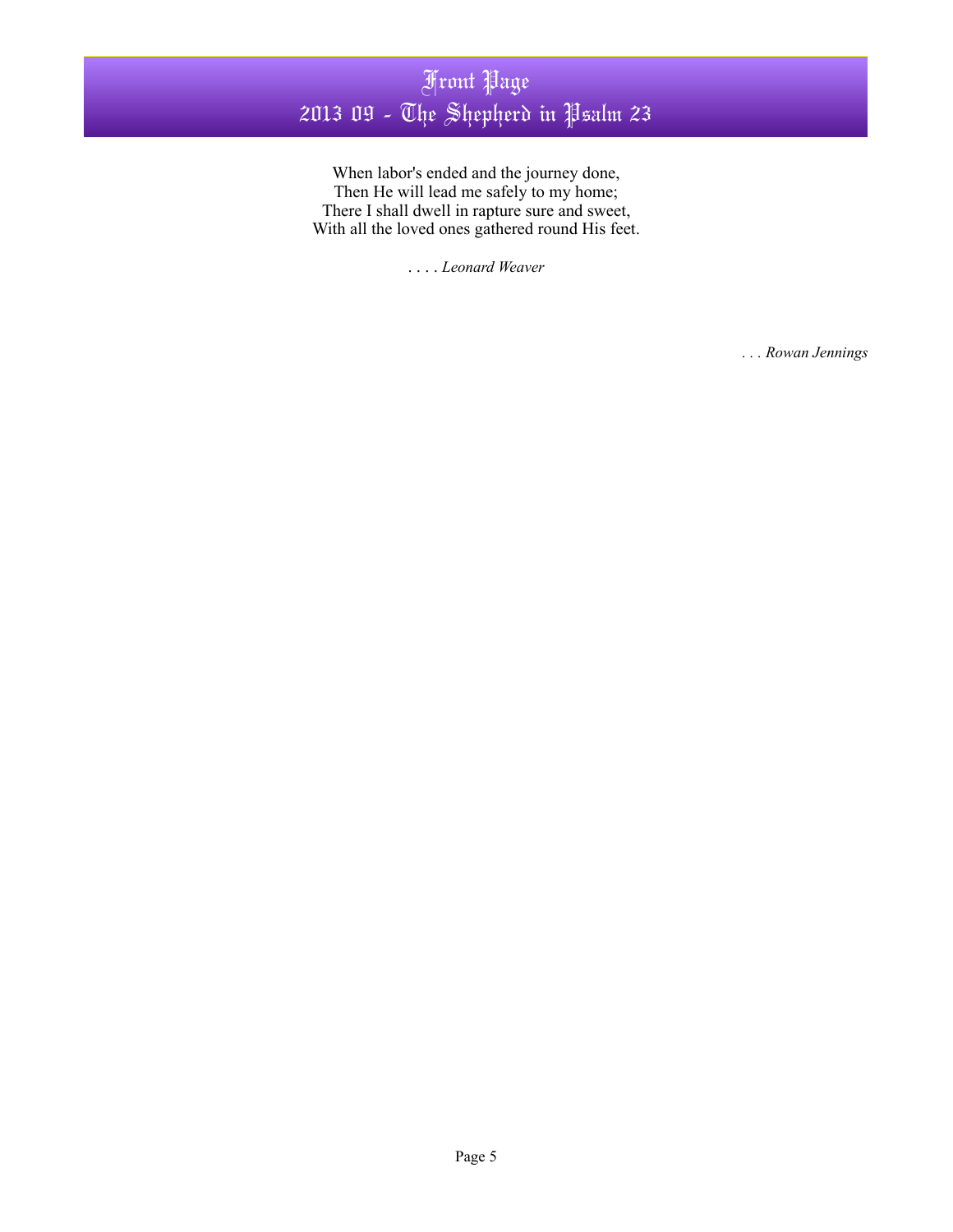When labor's ended and the journey done,
Then He will lead me safely to my home;
There I shall dwell in rapture sure and sweet,
With all the loved ones gathered round His feet.

. . . . *Leonard Weaver*

. . . *Rowan Jennings*